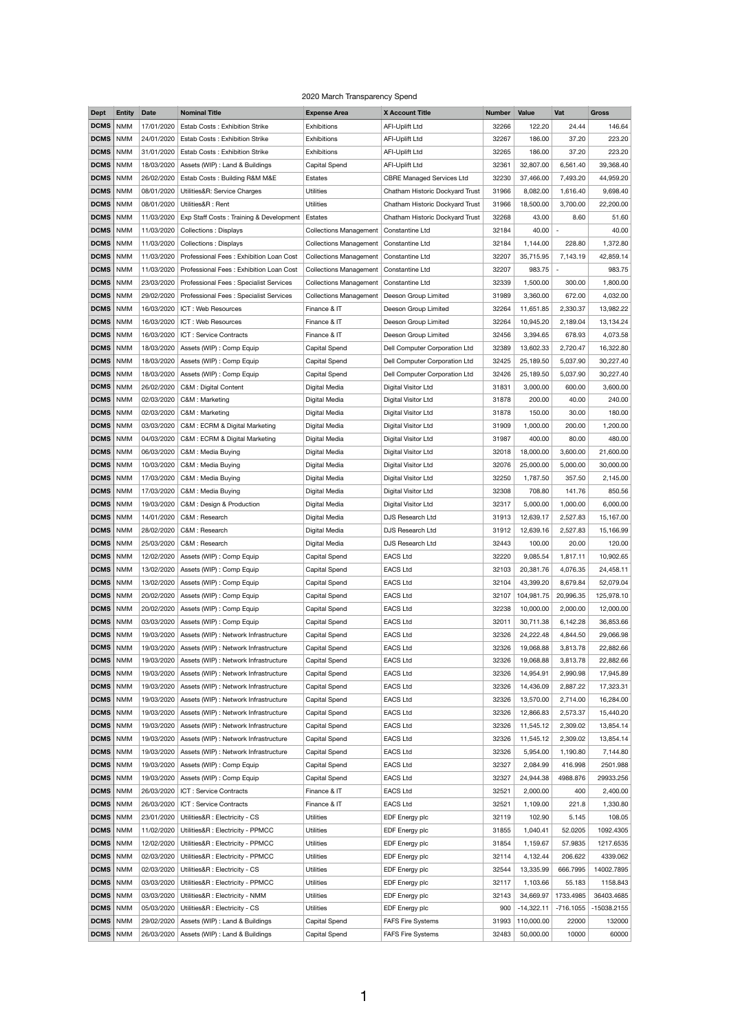2020 March Transparency Spend

| Dept | Entity | Date | Nominal Title | Expense Area | X Account Title | Number | Value | Vat | Gross |
|---|---|---|---|---|---|---|---|---|---|
| DCMS | NMM | 17/01/2020 | Estab Costs : Exhibition Strike | Exhibitions | AFI-Uplift Ltd | 32266 | 122.20 | 24.44 | 146.64 |
| DCMS | NMM | 24/01/2020 | Estab Costs : Exhibition Strike | Exhibitions | AFI-Uplift Ltd | 32267 | 186.00 | 37.20 | 223.20 |
| DCMS | NMM | 31/01/2020 | Estab Costs : Exhibition Strike | Exhibitions | AFI-Uplift Ltd | 32265 | 186.00 | 37.20 | 223.20 |
| DCMS | NMM | 18/03/2020 | Assets (WIP) : Land & Buildings | Capital Spend | AFI-Uplift Ltd | 32361 | 32,807.00 | 6,561.40 | 39,368.40 |
| DCMS | NMM | 26/02/2020 | Estab Costs : Building R&M M&E | Estates | CBRE Managed Services Ltd | 32230 | 37,466.00 | 7,493.20 | 44,959.20 |
| DCMS | NMM | 08/01/2020 | Utilities&R: Service Charges | Utilities | Chatham Historic Dockyard Trust | 31966 | 8,082.00 | 1,616.40 | 9,698.40 |
| DCMS | NMM | 08/01/2020 | Utilities&R : Rent | Utilities | Chatham Historic Dockyard Trust | 31966 | 18,500.00 | 3,700.00 | 22,200.00 |
| DCMS | NMM | 11/03/2020 | Exp Staff Costs : Training & Development | Estates | Chatham Historic Dockyard Trust | 32268 | 43.00 | 8.60 | 51.60 |
| DCMS | NMM | 11/03/2020 | Collections : Displays | Collections Management | Constantine Ltd | 32184 | 40.00 | - | 40.00 |
| DCMS | NMM | 11/03/2020 | Collections : Displays | Collections Management | Constantine Ltd | 32184 | 1,144.00 | 228.80 | 1,372.80 |
| DCMS | NMM | 11/03/2020 | Professional Fees : Exhibition Loan Cost | Collections Management | Constantine Ltd | 32207 | 35,715.95 | 7,143.19 | 42,859.14 |
| DCMS | NMM | 11/03/2020 | Professional Fees : Exhibition Loan Cost | Collections Management | Constantine Ltd | 32207 | 983.75 | - | 983.75 |
| DCMS | NMM | 23/03/2020 | Professional Fees : Specialist Services | Collections Management | Constantine Ltd | 32339 | 1,500.00 | 300.00 | 1,800.00 |
| DCMS | NMM | 29/02/2020 | Professional Fees : Specialist Services | Collections Management | Deeson Group Limited | 31989 | 3,360.00 | 672.00 | 4,032.00 |
| DCMS | NMM | 16/03/2020 | ICT : Web Resources | Finance & IT | Deeson Group Limited | 32264 | 11,651.85 | 2,330.37 | 13,982.22 |
| DCMS | NMM | 16/03/2020 | ICT : Web Resources | Finance & IT | Deeson Group Limited | 32264 | 10,945.20 | 2,189.04 | 13,134.24 |
| DCMS | NMM | 16/03/2020 | ICT : Service Contracts | Finance & IT | Deeson Group Limited | 32456 | 3,394.65 | 678.93 | 4,073.58 |
| DCMS | NMM | 18/03/2020 | Assets (WIP) : Comp Equip | Capital Spend | Dell Computer Corporation Ltd | 32389 | 13,602.33 | 2,720.47 | 16,322.80 |
| DCMS | NMM | 18/03/2020 | Assets (WIP) : Comp Equip | Capital Spend | Dell Computer Corporation Ltd | 32425 | 25,189.50 | 5,037.90 | 30,227.40 |
| DCMS | NMM | 18/03/2020 | Assets (WIP) : Comp Equip | Capital Spend | Dell Computer Corporation Ltd | 32426 | 25,189.50 | 5,037.90 | 30,227.40 |
| DCMS | NMM | 26/02/2020 | C&M : Digital Content | Digital Media | Digital Visitor Ltd | 31831 | 3,000.00 | 600.00 | 3,600.00 |
| DCMS | NMM | 02/03/2020 | C&M : Marketing | Digital Media | Digital Visitor Ltd | 31878 | 200.00 | 40.00 | 240.00 |
| DCMS | NMM | 02/03/2020 | C&M : Marketing | Digital Media | Digital Visitor Ltd | 31878 | 150.00 | 30.00 | 180.00 |
| DCMS | NMM | 03/03/2020 | C&M : ECRM & Digital Marketing | Digital Media | Digital Visitor Ltd | 31909 | 1,000.00 | 200.00 | 1,200.00 |
| DCMS | NMM | 04/03/2020 | C&M : ECRM & Digital Marketing | Digital Media | Digital Visitor Ltd | 31987 | 400.00 | 80.00 | 480.00 |
| DCMS | NMM | 06/03/2020 | C&M : Media Buying | Digital Media | Digital Visitor Ltd | 32018 | 18,000.00 | 3,600.00 | 21,600.00 |
| DCMS | NMM | 10/03/2020 | C&M : Media Buying | Digital Media | Digital Visitor Ltd | 32076 | 25,000.00 | 5,000.00 | 30,000.00 |
| DCMS | NMM | 17/03/2020 | C&M : Media Buying | Digital Media | Digital Visitor Ltd | 32250 | 1,787.50 | 357.50 | 2,145.00 |
| DCMS | NMM | 17/03/2020 | C&M : Media Buying | Digital Media | Digital Visitor Ltd | 32308 | 708.80 | 141.76 | 850.56 |
| DCMS | NMM | 19/03/2020 | C&M : Design & Production | Digital Media | Digital Visitor Ltd | 32317 | 5,000.00 | 1,000.00 | 6,000.00 |
| DCMS | NMM | 14/01/2020 | C&M : Research | Digital Media | DJS Research Ltd | 31913 | 12,639.17 | 2,527.83 | 15,167.00 |
| DCMS | NMM | 28/02/2020 | C&M : Research | Digital Media | DJS Research Ltd | 31912 | 12,639.16 | 2,527.83 | 15,166.99 |
| DCMS | NMM | 25/03/2020 | C&M : Research | Digital Media | DJS Research Ltd | 32443 | 100.00 | 20.00 | 120.00 |
| DCMS | NMM | 12/02/2020 | Assets (WIP) : Comp Equip | Capital Spend | EACS Ltd | 32220 | 9,085.54 | 1,817.11 | 10,902.65 |
| DCMS | NMM | 13/02/2020 | Assets (WIP) : Comp Equip | Capital Spend | EACS Ltd | 32103 | 20,381.76 | 4,076.35 | 24,458.11 |
| DCMS | NMM | 13/02/2020 | Assets (WIP) : Comp Equip | Capital Spend | EACS Ltd | 32104 | 43,399.20 | 8,679.84 | 52,079.04 |
| DCMS | NMM | 20/02/2020 | Assets (WIP) : Comp Equip | Capital Spend | EACS Ltd | 32107 | 104,981.75 | 20,996.35 | 125,978.10 |
| DCMS | NMM | 20/02/2020 | Assets (WIP) : Comp Equip | Capital Spend | EACS Ltd | 32238 | 10,000.00 | 2,000.00 | 12,000.00 |
| DCMS | NMM | 03/03/2020 | Assets (WIP) : Comp Equip | Capital Spend | EACS Ltd | 32011 | 30,711.38 | 6,142.28 | 36,853.66 |
| DCMS | NMM | 19/03/2020 | Assets (WIP) : Network Infrastructure | Capital Spend | EACS Ltd | 32326 | 24,222.48 | 4,844.50 | 29,066.98 |
| DCMS | NMM | 19/03/2020 | Assets (WIP) : Network Infrastructure | Capital Spend | EACS Ltd | 32326 | 19,068.88 | 3,813.78 | 22,882.66 |
| DCMS | NMM | 19/03/2020 | Assets (WIP) : Network Infrastructure | Capital Spend | EACS Ltd | 32326 | 19,068.88 | 3,813.78 | 22,882.66 |
| DCMS | NMM | 19/03/2020 | Assets (WIP) : Network Infrastructure | Capital Spend | EACS Ltd | 32326 | 14,954.91 | 2,990.98 | 17,945.89 |
| DCMS | NMM | 19/03/2020 | Assets (WIP) : Network Infrastructure | Capital Spend | EACS Ltd | 32326 | 14,436.09 | 2,887.22 | 17,323.31 |
| DCMS | NMM | 19/03/2020 | Assets (WIP) : Network Infrastructure | Capital Spend | EACS Ltd | 32326 | 13,570.00 | 2,714.00 | 16,284.00 |
| DCMS | NMM | 19/03/2020 | Assets (WIP) : Network Infrastructure | Capital Spend | EACS Ltd | 32326 | 12,866.83 | 2,573.37 | 15,440.20 |
| DCMS | NMM | 19/03/2020 | Assets (WIP) : Network Infrastructure | Capital Spend | EACS Ltd | 32326 | 11,545.12 | 2,309.02 | 13,854.14 |
| DCMS | NMM | 19/03/2020 | Assets (WIP) : Network Infrastructure | Capital Spend | EACS Ltd | 32326 | 11,545.12 | 2,309.02 | 13,854.14 |
| DCMS | NMM | 19/03/2020 | Assets (WIP) : Network Infrastructure | Capital Spend | EACS Ltd | 32326 | 5,954.00 | 1,190.80 | 7,144.80 |
| DCMS | NMM | 19/03/2020 | Assets (WIP) : Comp Equip | Capital Spend | EACS Ltd | 32327 | 2,084.99 | 416.998 | 2501.988 |
| DCMS | NMM | 19/03/2020 | Assets (WIP) : Comp Equip | Capital Spend | EACS Ltd | 32327 | 24,944.38 | 4988.876 | 29933.256 |
| DCMS | NMM | 26/03/2020 | ICT : Service Contracts | Finance & IT | EACS Ltd | 32521 | 2,000.00 | 400 | 2,400.00 |
| DCMS | NMM | 26/03/2020 | ICT : Service Contracts | Finance & IT | EACS Ltd | 32521 | 1,109.00 | 221.8 | 1,330.80 |
| DCMS | NMM | 23/01/2020 | Utilities&R : Electricity - CS | Utilities | EDF Energy plc | 32119 | 102.90 | 5.145 | 108.05 |
| DCMS | NMM | 11/02/2020 | Utilities&R : Electricity - PPMCC | Utilities | EDF Energy plc | 31855 | 1,040.41 | 52.0205 | 1092.4305 |
| DCMS | NMM | 12/02/2020 | Utilities&R : Electricity - PPMCC | Utilities | EDF Energy plc | 31854 | 1,159.67 | 57.9835 | 1217.6535 |
| DCMS | NMM | 02/03/2020 | Utilities&R : Electricity - PPMCC | Utilities | EDF Energy plc | 32114 | 4,132.44 | 206.622 | 4339.062 |
| DCMS | NMM | 02/03/2020 | Utilities&R : Electricity - CS | Utilities | EDF Energy plc | 32544 | 13,335.99 | 666.7995 | 14002.7895 |
| DCMS | NMM | 03/03/2020 | Utilities&R : Electricity - PPMCC | Utilities | EDF Energy plc | 32117 | 1,103.66 | 55.183 | 1158.843 |
| DCMS | NMM | 03/03/2020 | Utilities&R : Electricity - NMM | Utilities | EDF Energy plc | 32143 | 34,669.97 | 1733.4985 | 36403.4685 |
| DCMS | NMM | 05/03/2020 | Utilities&R : Electricity - CS | Utilities | EDF Energy plc | 900 | -14,322.11 | -716.1055 | -15038.2155 |
| DCMS | NMM | 29/02/2020 | Assets (WIP) : Land & Buildings | Capital Spend | FAFS Fire Systems | 31993 | 110,000.00 | 22000 | 132000 |
| DCMS | NMM | 26/03/2020 | Assets (WIP) : Land & Buildings | Capital Spend | FAFS Fire Systems | 32483 | 50,000.00 | 10000 | 60000 |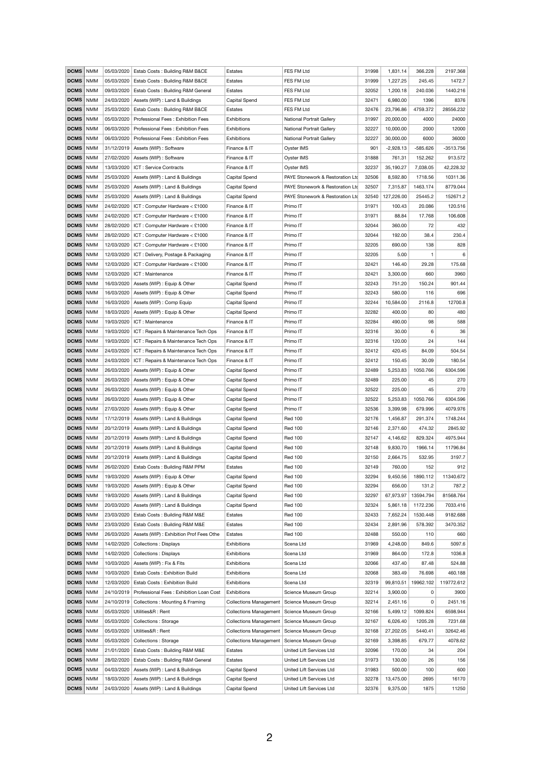| DCMS | NMM | 05/03/2020 | Estab Costs : Building R&M B&CE | Estates | FES FM Ltd | 31998 | 1,831.14 | 366.228 | 2197.368 |
|---|---|---|---|---|---|---|---|---|---|
| DCMS | NMM | 05/03/2020 | Estab Costs : Building R&M B&CE | Estates | FES FM Ltd | 31999 | 1,227.25 | 245.45 | 1472.7 |
| DCMS | NMM | 09/03/2020 | Estab Costs : Building R&M General | Estates | FES FM Ltd | 32052 | 1,200.18 | 240.036 | 1440.216 |
| DCMS | NMM | 24/03/2020 | Assets (WIP) : Land & Buildings | Capital Spend | FES FM Ltd | 32471 | 6,980.00 | 1396 | 8376 |
| DCMS | NMM | 25/03/2020 | Estab Costs : Building R&M B&CE | Estates | FES FM Ltd | 32476 | 23,796.86 | 4759.372 | 28556.232 |
| DCMS | NMM | 05/03/2020 | Professional Fees : Exhibition Fees | Exhibitions | National Portrait Gallery | 31997 | 20,000.00 | 4000 | 24000 |
| DCMS | NMM | 06/03/2020 | Professional Fees : Exhibition Fees | Exhibitions | National Portrait Gallery | 32227 | 10,000.00 | 2000 | 12000 |
| DCMS | NMM | 06/03/2020 | Professional Fees : Exhibition Fees | Exhibitions | National Portrait Gallery | 32227 | 30,000.00 | 6000 | 36000 |
| DCMS | NMM | 31/12/2019 | Assets (WIP) : Software | Finance & IT | Oyster IMS | 901 | -2,928.13 | -585.626 | -3513.756 |
| DCMS | NMM | 27/02/2020 | Assets (WIP) : Software | Finance & IT | Oyster IMS | 31888 | 761.31 | 152.262 | 913.572 |
| DCMS | NMM | 13/03/2020 | ICT : Service Contracts | Finance & IT | Oyster IMS | 32237 | 35,190.27 | 7,038.05 | 42,228.32 |
| DCMS | NMM | 25/03/2020 | Assets (WIP) : Land & Buildings | Capital Spend | PAYE Stonework & Restoration Ltd | 32506 | 8,592.80 | 1718.56 | 10311.36 |
| DCMS | NMM | 25/03/2020 | Assets (WIP) : Land & Buildings | Capital Spend | PAYE Stonework & Restoration Ltd | 32507 | 7,315.87 | 1463.174 | 8779.044 |
| DCMS | NMM | 25/03/2020 | Assets (WIP) : Land & Buildings | Capital Spend | PAYE Stonework & Restoration Ltd | 32540 | 127,226.00 | 25445.2 | 152671.2 |
| DCMS | NMM | 24/02/2020 | ICT : Computer Hardware < £1000 | Finance & IT | Primo IT | 31971 | 100.43 | 20.086 | 120.516 |
| DCMS | NMM | 24/02/2020 | ICT : Computer Hardware < £1000 | Finance & IT | Primo IT | 31971 | 88.84 | 17.768 | 106.608 |
| DCMS | NMM | 28/02/2020 | ICT : Computer Hardware < £1000 | Finance & IT | Primo IT | 32044 | 360.00 | 72 | 432 |
| DCMS | NMM | 28/02/2020 | ICT : Computer Hardware < £1000 | Finance & IT | Primo IT | 32044 | 192.00 | 38.4 | 230.4 |
| DCMS | NMM | 12/03/2020 | ICT : Computer Hardware < £1000 | Finance & IT | Primo IT | 32205 | 690.00 | 138 | 828 |
| DCMS | NMM | 12/03/2020 | ICT : Delivery, Postage & Packaging | Finance & IT | Primo IT | 32205 | 5.00 | 1 | 6 |
| DCMS | NMM | 12/03/2020 | ICT : Computer Hardware < £1000 | Finance & IT | Primo IT | 32421 | 146.40 | 29.28 | 175.68 |
| DCMS | NMM | 12/03/2020 | ICT : Maintenance | Finance & IT | Primo IT | 32421 | 3,300.00 | 660 | 3960 |
| DCMS | NMM | 16/03/2020 | Assets (WIP) : Equip & Other | Capital Spend | Primo IT | 32243 | 751.20 | 150.24 | 901.44 |
| DCMS | NMM | 16/03/2020 | Assets (WIP) : Equip & Other | Capital Spend | Primo IT | 32243 | 580.00 | 116 | 696 |
| DCMS | NMM | 16/03/2020 | Assets (WIP) : Comp Equip | Capital Spend | Primo IT | 32244 | 10,584.00 | 2116.8 | 12700.8 |
| DCMS | NMM | 18/03/2020 | Assets (WIP) : Equip & Other | Capital Spend | Primo IT | 32282 | 400.00 | 80 | 480 |
| DCMS | NMM | 19/03/2020 | ICT : Maintenance | Finance & IT | Primo IT | 32284 | 490.00 | 98 | 588 |
| DCMS | NMM | 19/03/2020 | ICT : Repairs & Maintenance Tech Ops | Finance & IT | Primo IT | 32316 | 30.00 | 6 | 36 |
| DCMS | NMM | 19/03/2020 | ICT : Repairs & Maintenance Tech Ops | Finance & IT | Primo IT | 32316 | 120.00 | 24 | 144 |
| DCMS | NMM | 24/03/2020 | ICT : Repairs & Maintenance Tech Ops | Finance & IT | Primo IT | 32412 | 420.45 | 84.09 | 504.54 |
| DCMS | NMM | 24/03/2020 | ICT : Repairs & Maintenance Tech Ops | Finance & IT | Primo IT | 32412 | 150.45 | 30.09 | 180.54 |
| DCMS | NMM | 26/03/2020 | Assets (WIP) : Equip & Other | Capital Spend | Primo IT | 32489 | 5,253.83 | 1050.766 | 6304.596 |
| DCMS | NMM | 26/03/2020 | Assets (WIP) : Equip & Other | Capital Spend | Primo IT | 32489 | 225.00 | 45 | 270 |
| DCMS | NMM | 26/03/2020 | Assets (WIP) : Equip & Other | Capital Spend | Primo IT | 32522 | 225.00 | 45 | 270 |
| DCMS | NMM | 26/03/2020 | Assets (WIP) : Equip & Other | Capital Spend | Primo IT | 32522 | 5,253.83 | 1050.766 | 6304.596 |
| DCMS | NMM | 27/03/2020 | Assets (WIP) : Equip & Other | Capital Spend | Primo IT | 32536 | 3,399.98 | 679.996 | 4079.976 |
| DCMS | NMM | 17/12/2019 | Assets (WIP) : Land & Buildings | Capital Spend | Red 100 | 32176 | 1,456.87 | 291.374 | 1748.244 |
| DCMS | NMM | 20/12/2019 | Assets (WIP) : Land & Buildings | Capital Spend | Red 100 | 32146 | 2,371.60 | 474.32 | 2845.92 |
| DCMS | NMM | 20/12/2019 | Assets (WIP) : Land & Buildings | Capital Spend | Red 100 | 32147 | 4,146.62 | 829.324 | 4975.944 |
| DCMS | NMM | 20/12/2019 | Assets (WIP) : Land & Buildings | Capital Spend | Red 100 | 32148 | 9,830.70 | 1966.14 | 11796.84 |
| DCMS | NMM | 20/12/2019 | Assets (WIP) : Land & Buildings | Capital Spend | Red 100 | 32150 | 2,664.75 | 532.95 | 3197.7 |
| DCMS | NMM | 26/02/2020 | Estab Costs : Building R&M PPM | Estates | Red 100 | 32149 | 760.00 | 152 | 912 |
| DCMS | NMM | 19/03/2020 | Assets (WIP) : Equip & Other | Capital Spend | Red 100 | 32294 | 9,450.56 | 1890.112 | 11340.672 |
| DCMS | NMM | 19/03/2020 | Assets (WIP) : Equip & Other | Capital Spend | Red 100 | 32294 | 656.00 | 131.2 | 787.2 |
| DCMS | NMM | 19/03/2020 | Assets (WIP) : Land & Buildings | Capital Spend | Red 100 | 32297 | 67,973.97 | 13594.794 | 81568.764 |
| DCMS | NMM | 20/03/2020 | Assets (WIP) : Land & Buildings | Capital Spend | Red 100 | 32324 | 5,861.18 | 1172.236 | 7033.416 |
| DCMS | NMM | 23/03/2020 | Estab Costs : Building R&M M&E | Estates | Red 100 | 32433 | 7,652.24 | 1530.448 | 9182.688 |
| DCMS | NMM | 23/03/2020 | Estab Costs : Building R&M M&E | Estates | Red 100 | 32434 | 2,891.96 | 578.392 | 3470.352 |
| DCMS | NMM | 26/03/2020 | Assets (WIP) : Exhibition Prof Fees Othe | Estates | Red 100 | 32488 | 550.00 | 110 | 660 |
| DCMS | NMM | 14/02/2020 | Collections : Displays | Exhibitions | Scena Ltd | 31969 | 4,248.00 | 849.6 | 5097.6 |
| DCMS | NMM | 14/02/2020 | Collections : Displays | Exhibitions | Scena Ltd | 31969 | 864.00 | 172.8 | 1036.8 |
| DCMS | NMM | 10/03/2020 | Assets (WIP) : Fix & Fits | Exhibitions | Scena Ltd | 32066 | 437.40 | 87.48 | 524.88 |
| DCMS | NMM | 10/03/2020 | Estab Costs : Exhibition Build | Exhibitions | Scena Ltd | 32068 | 383.49 | 76.698 | 460.188 |
| DCMS | NMM | 12/03/2020 | Estab Costs : Exhibition Build | Exhibitions | Scena Ltd | 32319 | 99,810.51 | 19962.102 | 119772.612 |
| DCMS | NMM | 24/10/2019 | Professional Fees : Exhibition Loan Cost | Exhibitions | Science Museum Group | 32214 | 3,900.00 | 0 | 3900 |
| DCMS | NMM | 24/10/2019 | Collections : Mounting & Framing | Collections Management | Science Museum Group | 32214 | 2,451.16 | 0 | 2451.16 |
| DCMS | NMM | 05/03/2020 | Utilities&R : Rent | Collections Management | Science Museum Group | 32166 | 5,499.12 | 1099.824 | 6598.944 |
| DCMS | NMM | 05/03/2020 | Collections : Storage | Collections Management | Science Museum Group | 32167 | 6,026.40 | 1205.28 | 7231.68 |
| DCMS | NMM | 05/03/2020 | Utilities&R : Rent | Collections Management | Science Museum Group | 32168 | 27,202.05 | 5440.41 | 32642.46 |
| DCMS | NMM | 05/03/2020 | Collections : Storage | Collections Management | Science Museum Group | 32169 | 3,398.85 | 679.77 | 4078.62 |
| DCMS | NMM | 21/01/2020 | Estab Costs : Building R&M M&E | Estates | United Lift Services Ltd | 32096 | 170.00 | 34 | 204 |
| DCMS | NMM | 28/02/2020 | Estab Costs : Building R&M General | Estates | United Lift Services Ltd | 31973 | 130.00 | 26 | 156 |
| DCMS | NMM | 04/03/2020 | Assets (WIP) : Land & Buildings | Capital Spend | United Lift Services Ltd | 31983 | 500.00 | 100 | 600 |
| DCMS | NMM | 18/03/2020 | Assets (WIP) : Land & Buildings | Capital Spend | United Lift Services Ltd | 32278 | 13,475.00 | 2695 | 16170 |
| DCMS | NMM | 24/03/2020 | Assets (WIP) : Land & Buildings | Capital Spend | United Lift Services Ltd | 32376 | 9,375.00 | 1875 | 11250 |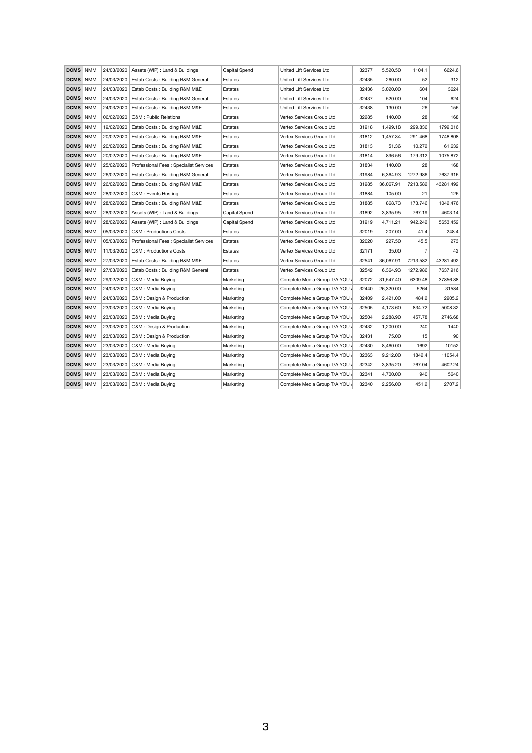| | | | | | | | | | |
|---|---|---|---|---|---|---|---|---|---|
| **DCMS** | NMM | 24/03/2020 | Assets (WIP) : Land & Buildings | Capital Spend | United Lift Services Ltd | 32377 | 5,520.50 | 1104.1 | 6624.6 |
| **DCMS** | NMM | 24/03/2020 | Estab Costs : Building R&M General | Estates | United Lift Services Ltd | 32435 | 260.00 | 52 | 312 |
| **DCMS** | NMM | 24/03/2020 | Estab Costs : Building R&M M&E | Estates | United Lift Services Ltd | 32436 | 3,020.00 | 604 | 3624 |
| **DCMS** | NMM | 24/03/2020 | Estab Costs : Building R&M General | Estates | United Lift Services Ltd | 32437 | 520.00 | 104 | 624 |
| **DCMS** | NMM | 24/03/2020 | Estab Costs : Building R&M M&E | Estates | United Lift Services Ltd | 32438 | 130.00 | 26 | 156 |
| **DCMS** | NMM | 06/02/2020 | C&M : Public Relations | Estates | Vertex Services Group Ltd | 32285 | 140.00 | 28 | 168 |
| **DCMS** | NMM | 19/02/2020 | Estab Costs : Building R&M M&E | Estates | Vertex Services Group Ltd | 31918 | 1,499.18 | 299.836 | 1799.016 |
| **DCMS** | NMM | 20/02/2020 | Estab Costs : Building R&M M&E | Estates | Vertex Services Group Ltd | 31812 | 1,457.34 | 291.468 | 1748.808 |
| **DCMS** | NMM | 20/02/2020 | Estab Costs : Building R&M M&E | Estates | Vertex Services Group Ltd | 31813 | 51.36 | 10.272 | 61.632 |
| **DCMS** | NMM | 20/02/2020 | Estab Costs : Building R&M M&E | Estates | Vertex Services Group Ltd | 31814 | 896.56 | 179.312 | 1075.872 |
| **DCMS** | NMM | 25/02/2020 | Professional Fees : Specialist Services | Estates | Vertex Services Group Ltd | 31834 | 140.00 | 28 | 168 |
| **DCMS** | NMM | 26/02/2020 | Estab Costs : Building R&M General | Estates | Vertex Services Group Ltd | 31984 | 6,364.93 | 1272.986 | 7637.916 |
| **DCMS** | NMM | 26/02/2020 | Estab Costs : Building R&M M&E | Estates | Vertex Services Group Ltd | 31985 | 36,067.91 | 7213.582 | 43281.492 |
| **DCMS** | NMM | 28/02/2020 | C&M : Events Hosting | Estates | Vertex Services Group Ltd | 31884 | 105.00 | 21 | 126 |
| **DCMS** | NMM | 28/02/2020 | Estab Costs : Building R&M M&E | Estates | Vertex Services Group Ltd | 31885 | 868.73 | 173.746 | 1042.476 |
| **DCMS** | NMM | 28/02/2020 | Assets (WIP) : Land & Buildings | Capital Spend | Vertex Services Group Ltd | 31892 | 3,835.95 | 767.19 | 4603.14 |
| **DCMS** | NMM | 28/02/2020 | Assets (WIP) : Land & Buildings | Capital Spend | Vertex Services Group Ltd | 31919 | 4,711.21 | 942.242 | 5653.452 |
| **DCMS** | NMM | 05/03/2020 | C&M : Productions Costs | Estates | Vertex Services Group Ltd | 32019 | 207.00 | 41.4 | 248.4 |
| **DCMS** | NMM | 05/03/2020 | Professional Fees : Specialist Services | Estates | Vertex Services Group Ltd | 32020 | 227.50 | 45.5 | 273 |
| **DCMS** | NMM | 11/03/2020 | C&M : Productions Costs | Estates | Vertex Services Group Ltd | 32171 | 35.00 | 7 | 42 |
| **DCMS** | NMM | 27/03/2020 | Estab Costs : Building R&M M&E | Estates | Vertex Services Group Ltd | 32541 | 36,067.91 | 7213.582 | 43281.492 |
| **DCMS** | NMM | 27/03/2020 | Estab Costs : Building R&M General | Estates | Vertex Services Group Ltd | 32542 | 6,364.93 | 1272.986 | 7637.916 |
| **DCMS** | NMM | 29/02/2020 | C&M : Media Buying | Marketing | Complete Media Group T/A YOU | 32072 | 31,547.40 | 6309.48 | 37856.88 |
| **DCMS** | NMM | 24/03/2020 | C&M : Media Buying | Marketing | Complete Media Group T/A YOU | 32440 | 26,320.00 | 5264 | 31584 |
| **DCMS** | NMM | 24/03/2020 | C&M : Design & Production | Marketing | Complete Media Group T/A YOU | 32409 | 2,421.00 | 484.2 | 2905.2 |
| **DCMS** | NMM | 23/03/2020 | C&M : Media Buying | Marketing | Complete Media Group T/A YOU | 32505 | 4,173.60 | 834.72 | 5008.32 |
| **DCMS** | NMM | 23/03/2020 | C&M : Media Buying | Marketing | Complete Media Group T/A YOU | 32504 | 2,288.90 | 457.78 | 2746.68 |
| **DCMS** | NMM | 23/03/2020 | C&M : Design & Production | Marketing | Complete Media Group T/A YOU | 32432 | 1,200.00 | 240 | 1440 |
| **DCMS** | NMM | 23/03/2020 | C&M : Design & Production | Marketing | Complete Media Group T/A YOU | 32431 | 75.00 | 15 | 90 |
| **DCMS** | NMM | 23/03/2020 | C&M : Media Buying | Marketing | Complete Media Group T/A YOU | 32430 | 8,460.00 | 1692 | 10152 |
| **DCMS** | NMM | 23/03/2020 | C&M : Media Buying | Marketing | Complete Media Group T/A YOU | 32363 | 9,212.00 | 1842.4 | 11054.4 |
| **DCMS** | NMM | 23/03/2020 | C&M : Media Buying | Marketing | Complete Media Group T/A YOU | 32342 | 3,835.20 | 767.04 | 4602.24 |
| **DCMS** | NMM | 23/03/2020 | C&M : Media Buying | Marketing | Complete Media Group T/A YOU | 32341 | 4,700.00 | 940 | 5640 |
| **DCMS** | NMM | 23/03/2020 | C&M : Media Buying | Marketing | Complete Media Group T/A YOU | 32340 | 2,256.00 | 451.2 | 2707.2 |